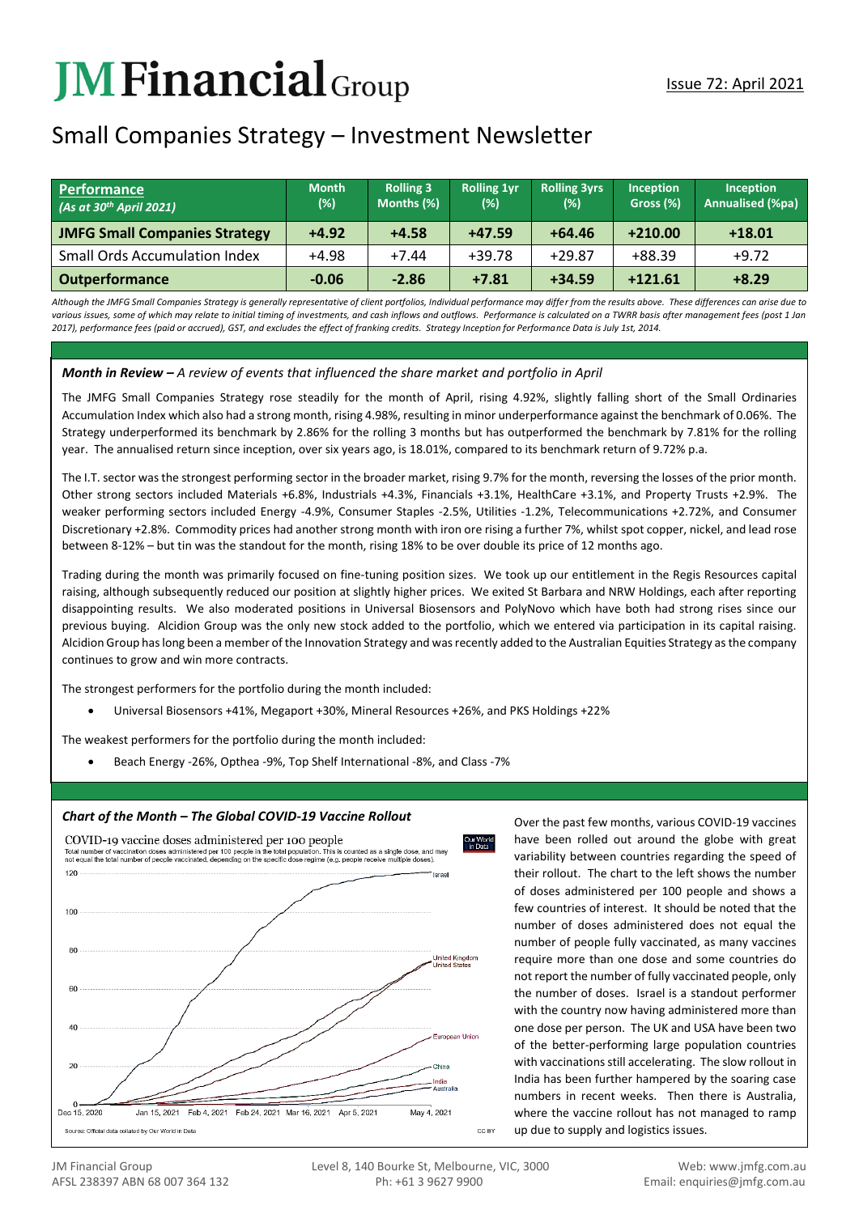# JM Financial Group

Issue 72: April 2021

## Small Companies Strategy – Investment Newsletter

| **Performance** *(As at 30th April 2021)* | Month (%) | Rolling 3 Months (%) | Rolling 1yr (%) | Rolling 3yrs (%) | Inception Gross (%) | Inception Annualised (%pa) |
|---|---|---|---|---|---|---|
| **JMFG Small Companies Strategy** | **+4.92** | **+4.58** | **+47.59** | **+64.46** | **+210.00** | **+18.01** |
| Small Ords Accumulation Index | +4.98 | +7.44 | +39.78 | +29.87 | +88.39 | +9.72 |
| **Outperformance** | **-0.06** | **-2.86** | **+7.81** | **+34.59** | **+121.61** | **+8.29** |

*Although the JMFG Small Companies Strategy is generally representative of client portfolios, Individual performance may differ from the results above. These differences can arise due to various issues, some of which may relate to initial timing of investments, and cash inflows and outflows. Performance is calculated on a TWRR basis after management fees (post 1 Jan 2017), performance fees (paid or accrued), GST, and excludes the effect of franking credits. Strategy Inception for Performance Data is July 1st, 2014.*

***Month in Review** – A review of events that influenced the share market and portfolio in April*

The JMFG Small Companies Strategy rose steadily for the month of April, rising 4.92%, slightly falling short of the Small Ordinaries Accumulation Index which also had a strong month, rising 4.98%, resulting in minor underperformance against the benchmark of 0.06%. The Strategy underperformed its benchmark by 2.86% for the rolling 3 months but has outperformed the benchmark by 7.81% for the rolling year. The annualised return since inception, over six years ago, is 18.01%, compared to its benchmark return of 9.72% p.a.

The I.T. sector was the strongest performing sector in the broader market, rising 9.7% for the month, reversing the losses of the prior month. Other strong sectors included Materials +6.8%, Industrials +4.3%, Financials +3.1%, HealthCare +3.1%, and Property Trusts +2.9%. The weaker performing sectors included Energy -4.9%, Consumer Staples -2.5%, Utilities -1.2%, Telecommunications +2.72%, and Consumer Discretionary +2.8%. Commodity prices had another strong month with iron ore rising a further 7%, whilst spot copper, nickel, and lead rose between 8-12% – but tin was the standout for the month, rising 18% to be over double its price of 12 months ago.

Trading during the month was primarily focused on fine-tuning position sizes. We took up our entitlement in the Regis Resources capital raising, although subsequently reduced our position at slightly higher prices. We exited St Barbara and NRW Holdings, each after reporting disappointing results. We also moderated positions in Universal Biosensors and PolyNovo which have both had strong rises since our previous buying. Alcidion Group was the only new stock added to the portfolio, which we entered via participation in its capital raising. Alcidion Group has long been a member of the Innovation Strategy and was recently added to the Australian Equities Strategy as the company continues to grow and win more contracts.

The strongest performers for the portfolio during the month included:

- Universal Biosensors +41%, Megaport +30%, Mineral Resources +26%, and PKS Holdings +22%

The weakest performers for the portfolio during the month included:

- Beach Energy -26%, Opthea -9%, Top Shelf International -8%, and Class -7%

***Chart of the Month – The Global COVID-19 Vaccine Rollout***

COVID-19 vaccine doses administered per 100 people

Total number of vaccination doses administered per 100 people in the total population. This is counted as a single dose, and may not equal the total number of people vaccinated, depending on the specific dose regime (e.g. people receive multiple doses).

Source: Official data collated by Our World in Data

Over the past few months, various COVID-19 vaccines have been rolled out around the globe with great variability between countries regarding the speed of their rollout. The chart to the left shows the number of doses administered per 100 people and shows a few countries of interest. It should be noted that the number of doses administered does not equal the number of people fully vaccinated, as many vaccines require more than one dose and some countries do not report the number of fully vaccinated people, only the number of doses. Israel is a standout performer with the country now having administered more than one dose per person. The UK and USA have been two of the better-performing large population countries with vaccinations still accelerating. The slow rollout in India has been further hampered by the soaring case numbers in recent weeks. Then there is Australia, where the vaccine rollout has not managed to ramp up due to supply and logistics issues.

JM Financial Group
AFSL 238397 ABN 68 007 364 132

Level 8, 140 Bourke St, Melbourne, VIC, 3000
Ph: +61 3 9627 9900

Web: www.jmfg.com.au
Email: enquiries@jmfg.com.au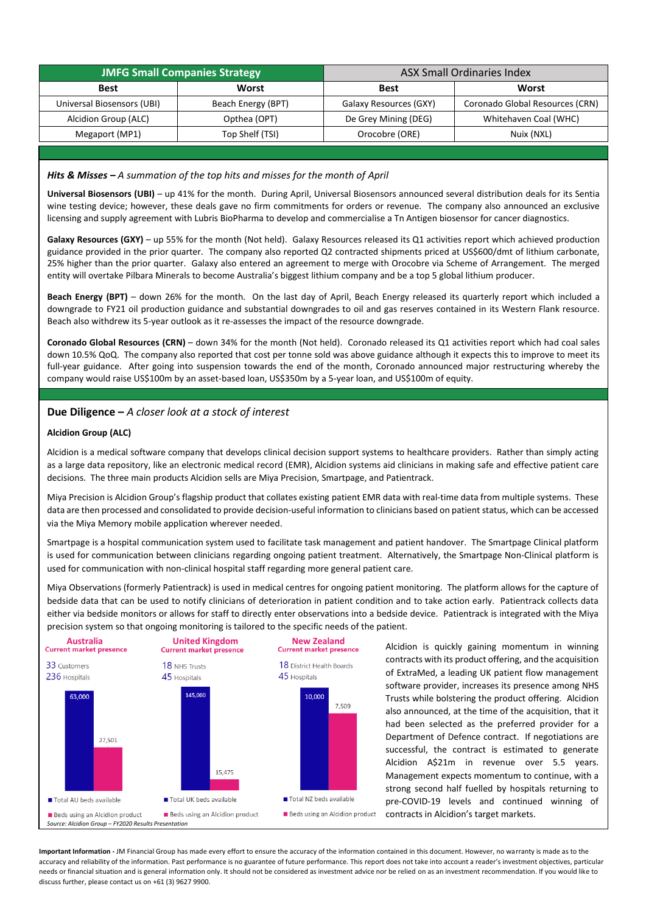| JMFG Small Companies Strategy | | ASX Small Ordinaries Index | |
|---|---|---|---|
| **Best** | **Worst** | **Best** | **Worst** |
| Universal Biosensors (UBI) | Beach Energy (BPT) | Galaxy Resources (GXY) | Coronado Global Resources (CRN) |
| Alcidion Group (ALC) | Opthea (OPT) | De Grey Mining (DEG) | Whitehaven Coal (WHC) |
| Megaport (MP1) | Top Shelf (TSI) | Orocobre (ORE) | Nuix (NXL) |

***Hits & Misses –*** *A summation of the top hits and misses for the month of April*

**Universal Biosensors (UBI)** – up 41% for the month. During April, Universal Biosensors announced several distribution deals for its Sentia wine testing device; however, these deals gave no firm commitments for orders or revenue. The company also announced an exclusive licensing and supply agreement with Lubris BioPharma to develop and commercialise a Tn Antigen biosensor for cancer diagnostics.

**Galaxy Resources (GXY)** – up 55% for the month (Not held). Galaxy Resources released its Q1 activities report which achieved production guidance provided in the prior quarter. The company also reported Q2 contracted shipments priced at US$600/dmt of lithium carbonate, 25% higher than the prior quarter. Galaxy also entered an agreement to merge with Orocobre via Scheme of Arrangement. The merged entity will overtake Pilbara Minerals to become Australia's biggest lithium company and be a top 5 global lithium producer.

**Beach Energy (BPT)** – down 26% for the month. On the last day of April, Beach Energy released its quarterly report which included a downgrade to FY21 oil production guidance and substantial downgrades to oil and gas reserves contained in its Western Flank resource. Beach also withdrew its 5-year outlook as it re-assesses the impact of the resource downgrade.

**Coronado Global Resources (CRN)** – down 34% for the month (Not held). Coronado released its Q1 activities report which had coal sales down 10.5% QoQ. The company also reported that cost per tonne sold was above guidance although it expects this to improve to meet its full-year guidance. After going into suspension towards the end of the month, Coronado announced major restructuring whereby the company would raise US$100m by an asset-based loan, US$350m by a 5-year loan, and US$100m of equity.

## Due Diligence – *A closer look at a stock of interest*

**Alcidion Group (ALC)**

Alcidion is a medical software company that develops clinical decision support systems to healthcare providers. Rather than simply acting as a large data repository, like an electronic medical record (EMR), Alcidion systems aid clinicians in making safe and effective patient care decisions. The three main products Alcidion sells are Miya Precision, Smartpage, and Patientrack.

Miya Precision is Alcidion Group's flagship product that collates existing patient EMR data with real-time data from multiple systems. These data are then processed and consolidated to provide decision-useful information to clinicians based on patient status, which can be accessed via the Miya Memory mobile application wherever needed.

Smartpage is a hospital communication system used to facilitate task management and patient handover. The Smartpage Clinical platform is used for communication between clinicians regarding ongoing patient treatment. Alternatively, the Smartpage Non-Clinical platform is used for communication with non-clinical hospital staff regarding more general patient care.

Miya Observations (formerly Patientrack) is used in medical centres for ongoing patient monitoring. The platform allows for the capture of bedside data that can be used to notify clinicians of deterioration in patient condition and to take action early. Patientrack collects data either via bedside monitors or allows for staff to directly enter observations into a bedside device. Patientrack is integrated with the Miya precision system so that ongoing monitoring is tailored to the specific needs of the patient.

**Australia**
Current market presence
33 Customers
236 Hospitals
63,000
27,501
Total AU beds available
Beds using an Alcidion product

**United Kingdom**
Current market presence
18 NHS Trusts
45 Hospitals
145,000
15,475
Total UK beds available
Beds using an Alcidion product

**New Zealand**
Current market presence
18 District Health Boards
45 Hospitals
10,000
7,509
Total NZ beds available
Beds using an Alcidion product

*Source: Alcidion Group – FY2020 Results Presentation*

Alcidion is quickly gaining momentum in winning contracts with its product offering, and the acquisition of ExtraMed, a leading UK patient flow management software provider, increases its presence among NHS Trusts while bolstering the product offering. Alcidion also announced, at the time of the acquisition, that it had been selected as the preferred provider for a Department of Defence contract. If negotiations are successful, the contract is estimated to generate Alcidion A$21m in revenue over 5.5 years. Management expects momentum to continue, with a strong second half fuelled by hospitals returning to pre-COVID-19 levels and continued winning of contracts in Alcidion's target markets.

**Important Information -** JM Financial Group has made every effort to ensure the accuracy of the information contained in this document. However, no warranty is made as to the accuracy and reliability of the information. Past performance is no guarantee of future performance. This report does not take into account a reader's investment objectives, particular needs or financial situation and is general information only. It should not be considered as investment advice nor be relied on as an investment recommendation. If you would like to discuss further, please contact us on +61 (3) 9627 9900.